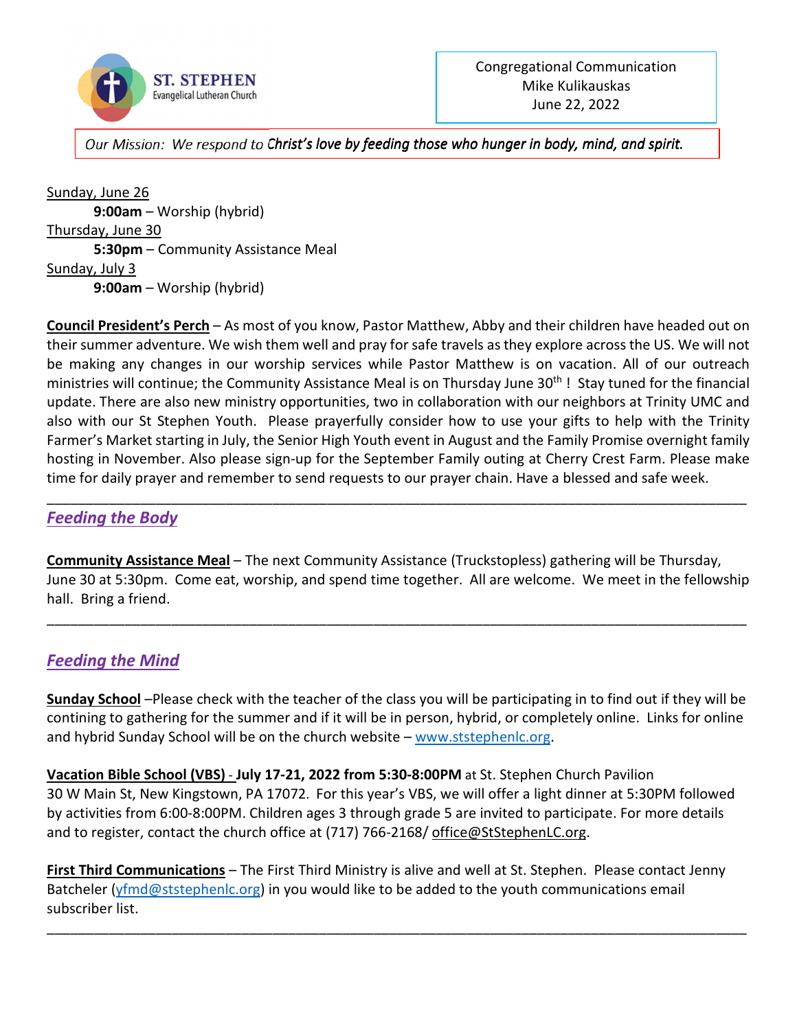**ST. STEPHEN**
Evangelical Lutheran Church

Congregational Communication
Mike Kulikauskas
June 22, 2022

*Our Mission: We respond to Christ's love by feeding those who hunger in body, mind, and spirit.*

Sunday, June 26
**9:00am** – Worship (hybrid)
Thursday, June 30
**5:30pm** – Community Assistance Meal
Sunday, July 3
**9:00am** – Worship (hybrid)

**Council President's Perch** – As most of you know, Pastor Matthew, Abby and their children have headed out on their summer adventure. We wish them well and pray for safe travels as they explore across the US. We will not be making any changes in our worship services while Pastor Matthew is on vacation. All of our outreach ministries will continue; the Community Assistance Meal is on Thursday June 30th ! Stay tuned for the financial update. There are also new ministry opportunities, two in collaboration with our neighbors at Trinity UMC and also with our St Stephen Youth. Please prayerfully consider how to use your gifts to help with the Trinity Farmer's Market starting in July, the Senior High Youth event in August and the Family Promise overnight family hosting in November. Also please sign-up for the September Family outing at Cherry Crest Farm. Please make time for daily prayer and remember to send requests to our prayer chain. Have a blessed and safe week.

---

## *Feeding the Body*

**Community Assistance Meal** – The next Community Assistance (Truckstopless) gathering will be Thursday, June 30 at 5:30pm. Come eat, worship, and spend time together. All are welcome. We meet in the fellowship hall. Bring a friend.

---

## *Feeding the Mind*

**Sunday School** –Please check with the teacher of the class you will be participating in to find out if they will be contining to gathering for the summer and if it will be in person, hybrid, or completely online. Links for online and hybrid Sunday School will be on the church website – www.ststephenlc.org.

**Vacation Bible School (VBS) - July 17-21, 2022 from 5:30-8:00PM** at St. Stephen Church Pavilion 30 W Main St, New Kingstown, PA 17072. For this year's VBS, we will offer a light dinner at 5:30PM followed by activities from 6:00-8:00PM. Children ages 3 through grade 5 are invited to participate. For more details and to register, contact the church office at (717) 766-2168/ office@StStephenLC.org.

**First Third Communications** – The First Third Ministry is alive and well at St. Stephen. Please contact Jenny Batcheler (yfmd@ststephenlc.org) in you would like to be added to the youth communications email subscriber list.

---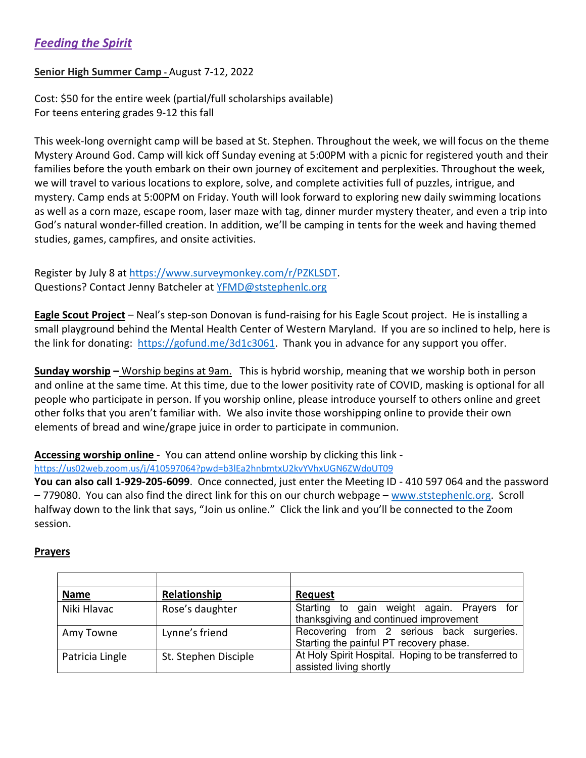## *Feeding the Spirit*

**Senior High Summer Camp -** August 7-12, 2022

Cost: $50 for the entire week (partial/full scholarships available)
For teens entering grades 9-12 this fall

This week-long overnight camp will be based at St. Stephen. Throughout the week, we will focus on the theme Mystery Around God. Camp will kick off Sunday evening at 5:00PM with a picnic for registered youth and their families before the youth embark on their own journey of excitement and perplexities. Throughout the week, we will travel to various locations to explore, solve, and complete activities full of puzzles, intrigue, and mystery. Camp ends at 5:00PM on Friday. Youth will look forward to exploring new daily swimming locations as well as a corn maze, escape room, laser maze with tag, dinner murder mystery theater, and even a trip into God's natural wonder-filled creation. In addition, we'll be camping in tents for the week and having themed studies, games, campfires, and onsite activities.

Register by July 8 at https://www.surveymonkey.com/r/PZKLSDT.
Questions? Contact Jenny Batcheler at YFMD@ststephenlc.org

**Eagle Scout Project** – Neal's step-son Donovan is fund-raising for his Eagle Scout project. He is installing a small playground behind the Mental Health Center of Western Maryland. If you are so inclined to help, here is the link for donating: https://gofund.me/3d1c3061. Thank you in advance for any support you offer.

**Sunday worship –** Worship begins at 9am. This is hybrid worship, meaning that we worship both in person and online at the same time. At this time, due to the lower positivity rate of COVID, masking is optional for all people who participate in person. If you worship online, please introduce yourself to others online and greet other folks that you aren't familiar with. We also invite those worshipping online to provide their own elements of bread and wine/grape juice in order to participate in communion.

**Accessing worship online** - You can attend online worship by clicking this link - https://us02web.zoom.us/j/410597064?pwd=b3lEa2hnbmtxU2kvYVhxUGN6ZWdoUT09
**You can also call 1-929-205-6099**. Once connected, just enter the Meeting ID - 410 597 064 and the password – 779080. You can also find the direct link for this on our church webpage – www.ststephenlc.org. Scroll halfway down to the link that says, "Join us online." Click the link and you'll be connected to the Zoom session.

**Prayers**

| Name | Relationship | Request |
|---|---|---|
| Niki Hlavac | Rose's daughter | Starting to gain weight again. Prayers for thanksgiving and continued improvement |
| Amy Towne | Lynne's friend | Recovering from 2 serious back surgeries. Starting the painful PT recovery phase. |
| Patricia Lingle | St. Stephen Disciple | At Holy Spirit Hospital. Hoping to be transferred to assisted living shortly |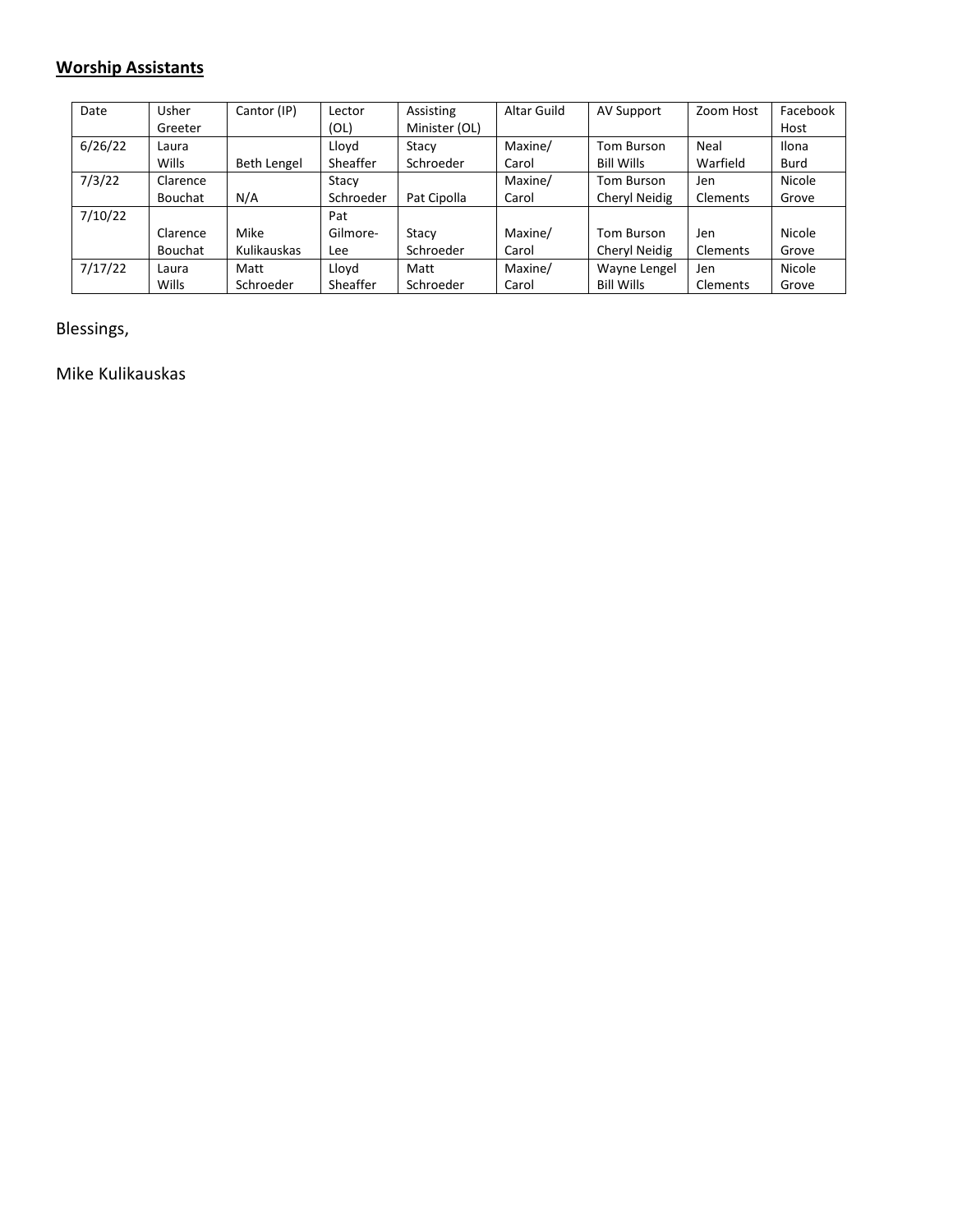**Worship Assistants**

| Date | Usher Greeter | Cantor (IP) | Lector (OL) | Assisting Minister (OL) | Altar Guild | AV Support | Zoom Host | Facebook Host |
|---|---|---|---|---|---|---|---|---|
| 6/26/22 | Laura Wills | Beth Lengel | Lloyd Sheaffer | Stacy Schroeder | Maxine/ Carol | Tom Burson Bill Wills | Neal Warfield | Ilona Burd |
| 7/3/22 | Clarence Bouchat | N/A | Stacy Schroeder | Pat Cipolla | Maxine/ Carol | Tom Burson Cheryl Neidig | Jen Clements | Nicole Grove |
| 7/10/22 | Clarence Bouchat | Mike Kulikauskas | Pat Gilmore-Lee | Stacy Schroeder | Maxine/ Carol | Tom Burson Cheryl Neidig | Jen Clements | Nicole Grove |
| 7/17/22 | Laura Wills | Matt Schroeder | Lloyd Sheaffer | Matt Schroeder | Maxine/ Carol | Wayne Lengel Bill Wills | Jen Clements | Nicole Grove |

Blessings,

Mike Kulikauskas